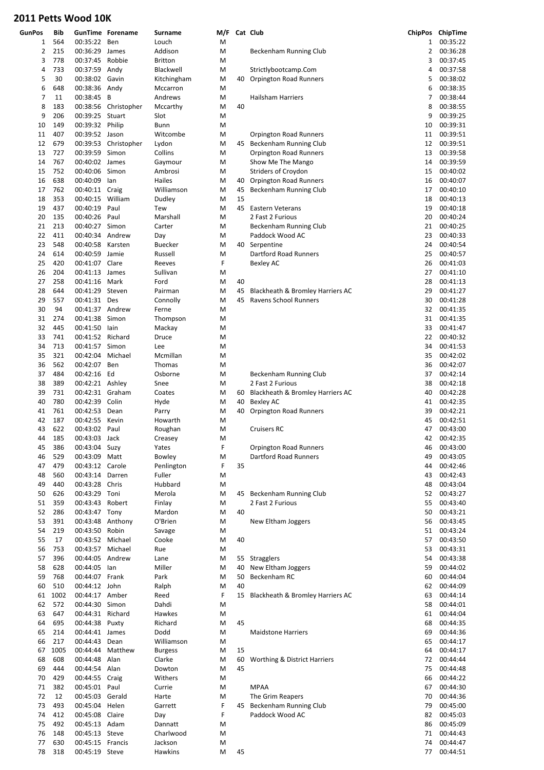# 2011 Petts Wood 10K

| GunPos | Bib | GunTime | Forename | Surname | M/F | Cat | Club | ChipPos | ChipTime |
|---|---|---|---|---|---|---|---|---|---|
| 1 | 564 | 00:35:22 | Ben | Louch | M | | | 1 | 00:35:22 |
| 2 | 215 | 00:36:29 | James | Addison | M | | Beckenham Running Club | 2 | 00:36:28 |
| 3 | 778 | 00:37:45 | Robbie | Britton | M | | | 3 | 00:37:45 |
| 4 | 733 | 00:37:59 | Andy | Blackwell | M | | Strictlybootcamp.Com | 4 | 00:37:58 |
| 5 | 30 | 00:38:02 | Gavin | Kitchingham | M | 40 | Orpington Road Runners | 5 | 00:38:02 |
| 6 | 648 | 00:38:36 | Andy | Mccarron | M | | | 6 | 00:38:35 |
| 7 | 11 | 00:38:45 | B | Andrews | M | | Hailsham Harriers | 7 | 00:38:44 |
| 8 | 183 | 00:38:56 | Christopher | Mccarthy | M | 40 | | 8 | 00:38:55 |
| 9 | 206 | 00:39:25 | Stuart | Slot | M | | | 9 | 00:39:25 |
| 10 | 149 | 00:39:32 | Philip | Bunn | M | | | 10 | 00:39:31 |
| 11 | 407 | 00:39:52 | Jason | Witcombe | M | | Orpington Road Runners | 11 | 00:39:51 |
| 12 | 679 | 00:39:53 | Christopher | Lydon | M | 45 | Beckenham Running Club | 12 | 00:39:51 |
| 13 | 727 | 00:39:59 | Simon | Collins | M | | Orpington Road Runners | 13 | 00:39:58 |
| 14 | 767 | 00:40:02 | James | Gaymour | M | | Show Me The Mango | 14 | 00:39:59 |
| 15 | 752 | 00:40:06 | Simon | Ambrosi | M | | Striders of Croydon | 15 | 00:40:02 |
| 16 | 638 | 00:40:09 | Ian | Hailes | M | 40 | Orpington Road Runners | 16 | 00:40:07 |
| 17 | 762 | 00:40:11 | Craig | Williamson | M | 45 | Beckenham Running Club | 17 | 00:40:10 |
| 18 | 353 | 00:40:15 | William | Dudley | M | 15 | | 18 | 00:40:13 |
| 19 | 437 | 00:40:19 | Paul | Tew | M | 45 | Eastern Veterans | 19 | 00:40:18 |
| 20 | 135 | 00:40:26 | Paul | Marshall | M | | 2 Fast 2 Furious | 20 | 00:40:24 |
| 21 | 213 | 00:40:27 | Simon | Carter | M | | Beckenham Running Club | 21 | 00:40:25 |
| 22 | 411 | 00:40:34 | Andrew | Day | M | | Paddock Wood AC | 23 | 00:40:33 |
| 23 | 548 | 00:40:58 | Karsten | Buecker | M | 40 | Serpentine | 24 | 00:40:54 |
| 24 | 614 | 00:40:59 | Jamie | Russell | M | | Dartford Road Runners | 25 | 00:40:57 |
| 25 | 420 | 00:41:07 | Clare | Reeves | F | | Bexley AC | 26 | 00:41:03 |
| 26 | 204 | 00:41:13 | James | Sullivan | M | | | 27 | 00:41:10 |
| 27 | 258 | 00:41:16 | Mark | Ford | M | 40 | | 28 | 00:41:13 |
| 28 | 644 | 00:41:29 | Steven | Pairman | M | 45 | Blackheath & Bromley Harriers AC | 29 | 00:41:27 |
| 29 | 557 | 00:41:31 | Des | Connolly | M | 45 | Ravens School Runners | 30 | 00:41:28 |
| 30 | 94 | 00:41:37 | Andrew | Ferne | M | | | 32 | 00:41:35 |
| 31 | 274 | 00:41:38 | Simon | Thompson | M | | | 31 | 00:41:35 |
| 32 | 445 | 00:41:50 | Iain | Mackay | M | | | 33 | 00:41:47 |
| 33 | 741 | 00:41:52 | Richard | Druce | M | | | 22 | 00:40:32 |
| 34 | 713 | 00:41:57 | Simon | Lee | M | | | 34 | 00:41:53 |
| 35 | 321 | 00:42:04 | Michael | Mcmillan | M | | | 35 | 00:42:02 |
| 36 | 562 | 00:42:07 | Ben | Thomas | M | | | 36 | 00:42:07 |
| 37 | 484 | 00:42:16 | Ed | Osborne | M | | Beckenham Running Club | 37 | 00:42:14 |
| 38 | 389 | 00:42:21 | Ashley | Snee | M | | 2 Fast 2 Furious | 38 | 00:42:18 |
| 39 | 731 | 00:42:31 | Graham | Coates | M | 60 | Blackheath & Bromley Harriers AC | 40 | 00:42:28 |
| 40 | 780 | 00:42:39 | Colin | Hyde | M | 40 | Bexley AC | 41 | 00:42:35 |
| 41 | 761 | 00:42:53 | Dean | Parry | M | 40 | Orpington Road Runners | 39 | 00:42:21 |
| 42 | 187 | 00:42:55 | Kevin | Howarth | M | | | 45 | 00:42:51 |
| 43 | 622 | 00:43:02 | Paul | Roughan | M | | Cruisers RC | 47 | 00:43:00 |
| 44 | 185 | 00:43:03 | Jack | Creasey | M | | | 42 | 00:42:35 |
| 45 | 386 | 00:43:04 | Suzy | Yates | F | | Orpington Road Runners | 46 | 00:43:00 |
| 46 | 529 | 00:43:09 | Matt | Bowley | M | | Dartford Road Runners | 49 | 00:43:05 |
| 47 | 479 | 00:43:12 | Carole | Penlington | F | 35 | | 44 | 00:42:46 |
| 48 | 560 | 00:43:14 | Darren | Fuller | M | | | 43 | 00:42:43 |
| 49 | 440 | 00:43:28 | Chris | Hubbard | M | | | 48 | 00:43:04 |
| 50 | 626 | 00:43:29 | Toni | Merola | M | 45 | Beckenham Running Club | 52 | 00:43:27 |
| 51 | 359 | 00:43:43 | Robert | Finlay | M | | 2 Fast 2 Furious | 55 | 00:43:40 |
| 52 | 286 | 00:43:47 | Tony | Mardon | M | 40 | | 50 | 00:43:21 |
| 53 | 391 | 00:43:48 | Anthony | O'Brien | M | | New Eltham Joggers | 56 | 00:43:45 |
| 54 | 219 | 00:43:50 | Robin | Savage | M | | | 51 | 00:43:24 |
| 55 | 17 | 00:43:52 | Michael | Cooke | M | 40 | | 57 | 00:43:50 |
| 56 | 753 | 00:43:57 | Michael | Rue | M | | | 53 | 00:43:31 |
| 57 | 396 | 00:44:05 | Andrew | Lane | M | 55 | Stragglers | 54 | 00:43:38 |
| 58 | 628 | 00:44:05 | Ian | Miller | M | 40 | New Eltham Joggers | 59 | 00:44:02 |
| 59 | 768 | 00:44:07 | Frank | Park | M | 50 | Beckenham RC | 60 | 00:44:04 |
| 60 | 510 | 00:44:12 | John | Ralph | M | 40 | | 62 | 00:44:09 |
| 61 | 1002 | 00:44:17 | Amber | Reed | F | 15 | Blackheath & Bromley Harriers AC | 63 | 00:44:14 |
| 62 | 572 | 00:44:30 | Simon | Dahdi | M | | | 58 | 00:44:01 |
| 63 | 647 | 00:44:31 | Richard | Hawkes | M | | | 61 | 00:44:04 |
| 64 | 695 | 00:44:38 | Puxty | Richard | M | 45 | | 68 | 00:44:35 |
| 65 | 214 | 00:44:41 | James | Dodd | M | | Maidstone Harriers | 69 | 00:44:36 |
| 66 | 217 | 00:44:43 | Dean | Williamson | M | | | 65 | 00:44:17 |
| 67 | 1005 | 00:44:44 | Matthew | Burgess | M | 15 | | 64 | 00:44:17 |
| 68 | 608 | 00:44:48 | Alan | Clarke | M | 60 | Worthing & District Harriers | 72 | 00:44:44 |
| 69 | 444 | 00:44:54 | Alan | Dowton | M | 45 | | 75 | 00:44:48 |
| 70 | 429 | 00:44:55 | Craig | Withers | M | | | 66 | 00:44:22 |
| 71 | 382 | 00:45:01 | Paul | Currie | M | | MPAA | 67 | 00:44:30 |
| 72 | 12 | 00:45:03 | Gerald | Harte | M | | The Grim Reapers | 70 | 00:44:36 |
| 73 | 493 | 00:45:04 | Helen | Garrett | F | 45 | Beckenham Running Club | 79 | 00:45:00 |
| 74 | 412 | 00:45:08 | Claire | Day | F | | Paddock Wood AC | 82 | 00:45:03 |
| 75 | 492 | 00:45:13 | Adam | Dannatt | M | | | 86 | 00:45:09 |
| 76 | 148 | 00:45:13 | Steve | Charlwood | M | | | 71 | 00:44:43 |
| 77 | 630 | 00:45:15 | Francis | Jackson | M | | | 74 | 00:44:47 |
| 78 | 318 | 00:45:19 | Steve | Hawkins | M | 45 | | 77 | 00:44:51 |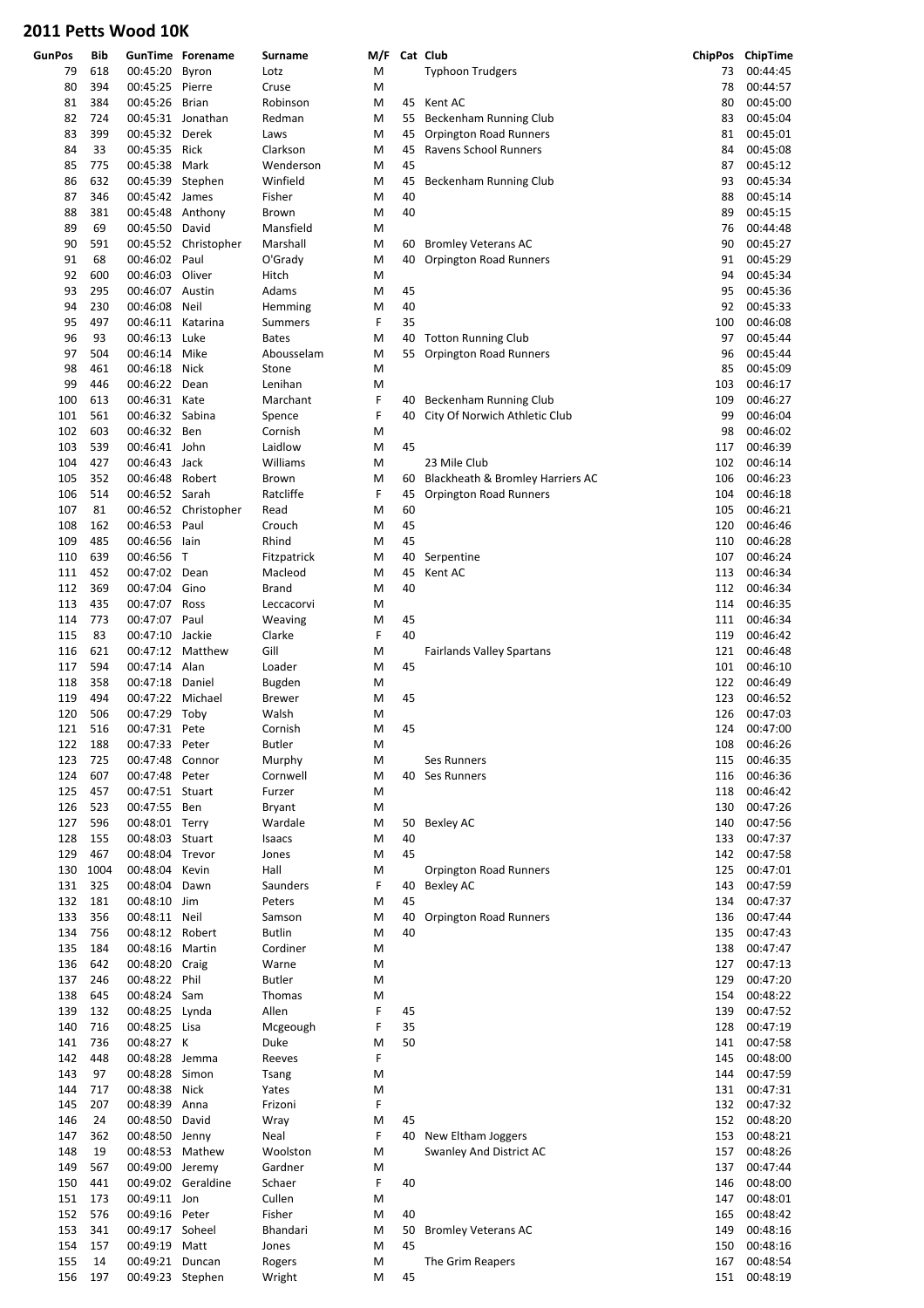## 2011 Petts Wood 10K

| GunPos | Bib | GunTime | Forename | Surname | M/F | Cat | Club | ChipPos | ChipTime |
|---|---|---|---|---|---|---|---|---|---|
| 79 | 618 | 00:45:20 | Byron | Lotz | M | | Typhoon Trudgers | 73 | 00:44:45 |
| 80 | 394 | 00:45:25 | Pierre | Cruse | M | | | 78 | 00:44:57 |
| 81 | 384 | 00:45:26 | Brian | Robinson | M | 45 | Kent AC | 80 | 00:45:00 |
| 82 | 724 | 00:45:31 | Jonathan | Redman | M | 55 | Beckenham Running Club | 83 | 00:45:04 |
| 83 | 399 | 00:45:32 | Derek | Laws | M | 45 | Orpington Road Runners | 81 | 00:45:01 |
| 84 | 33 | 00:45:35 | Rick | Clarkson | M | 45 | Ravens School Runners | 84 | 00:45:08 |
| 85 | 775 | 00:45:38 | Mark | Wenderson | M | 45 | | 87 | 00:45:12 |
| 86 | 632 | 00:45:39 | Stephen | Winfield | M | 45 | Beckenham Running Club | 93 | 00:45:34 |
| 87 | 346 | 00:45:42 | James | Fisher | M | 40 | | 88 | 00:45:14 |
| 88 | 381 | 00:45:48 | Anthony | Brown | M | 40 | | 89 | 00:45:15 |
| 89 | 69 | 00:45:50 | David | Mansfield | M | | | 76 | 00:44:48 |
| 90 | 591 | 00:45:52 | Christopher | Marshall | M | 60 | Bromley Veterans AC | 90 | 00:45:27 |
| 91 | 68 | 00:46:02 | Paul | O'Grady | M | 40 | Orpington Road Runners | 91 | 00:45:29 |
| 92 | 600 | 00:46:03 | Oliver | Hitch | M | | | 94 | 00:45:34 |
| 93 | 295 | 00:46:07 | Austin | Adams | M | 45 | | 95 | 00:45:36 |
| 94 | 230 | 00:46:08 | Neil | Hemming | M | 40 | | 92 | 00:45:33 |
| 95 | 497 | 00:46:11 | Katarina | Summers | F | 35 | | 100 | 00:46:08 |
| 96 | 93 | 00:46:13 | Luke | Bates | M | 40 | Totton Running Club | 97 | 00:45:44 |
| 97 | 504 | 00:46:14 | Mike | Abousselam | M | 55 | Orpington Road Runners | 96 | 00:45:44 |
| 98 | 461 | 00:46:18 | Nick | Stone | M | | | 85 | 00:45:09 |
| 99 | 446 | 00:46:22 | Dean | Lenihan | M | | | 103 | 00:46:17 |
| 100 | 613 | 00:46:31 | Kate | Marchant | F | 40 | Beckenham Running Club | 109 | 00:46:27 |
| 101 | 561 | 00:46:32 | Sabina | Spence | F | 40 | City Of Norwich Athletic Club | 99 | 00:46:04 |
| 102 | 603 | 00:46:32 | Ben | Cornish | M | | | 98 | 00:46:02 |
| 103 | 539 | 00:46:41 | John | Laidlow | M | 45 | | 117 | 00:46:39 |
| 104 | 427 | 00:46:43 | Jack | Williams | M | | 23 Mile Club | 102 | 00:46:14 |
| 105 | 352 | 00:46:48 | Robert | Brown | M | 60 | Blackheath & Bromley Harriers AC | 106 | 00:46:23 |
| 106 | 514 | 00:46:52 | Sarah | Ratcliffe | F | 45 | Orpington Road Runners | 104 | 00:46:18 |
| 107 | 81 | 00:46:52 | Christopher | Read | M | 60 | | 105 | 00:46:21 |
| 108 | 162 | 00:46:53 | Paul | Crouch | M | 45 | | 120 | 00:46:46 |
| 109 | 485 | 00:46:56 | Iain | Rhind | M | 45 | | 110 | 00:46:28 |
| 110 | 639 | 00:46:56 | T | Fitzpatrick | M | 40 | Serpentine | 107 | 00:46:24 |
| 111 | 452 | 00:47:02 | Dean | Macleod | M | 45 | Kent AC | 113 | 00:46:34 |
| 112 | 369 | 00:47:04 | Gino | Brand | M | 40 | | 112 | 00:46:34 |
| 113 | 435 | 00:47:07 | Ross | Leccacorvi | M | | | 114 | 00:46:35 |
| 114 | 773 | 00:47:07 | Paul | Weaving | M | 45 | | 111 | 00:46:34 |
| 115 | 83 | 00:47:10 | Jackie | Clarke | F | 40 | | 119 | 00:46:42 |
| 116 | 621 | 00:47:12 | Matthew | Gill | M | | Fairlands Valley Spartans | 121 | 00:46:48 |
| 117 | 594 | 00:47:14 | Alan | Loader | M | 45 | | 101 | 00:46:10 |
| 118 | 358 | 00:47:18 | Daniel | Bugden | M | | | 122 | 00:46:49 |
| 119 | 494 | 00:47:22 | Michael | Brewer | M | 45 | | 123 | 00:46:52 |
| 120 | 506 | 00:47:29 | Toby | Walsh | M | | | 126 | 00:47:03 |
| 121 | 516 | 00:47:31 | Pete | Cornish | M | 45 | | 124 | 00:47:00 |
| 122 | 188 | 00:47:33 | Peter | Butler | M | | | 108 | 00:46:26 |
| 123 | 725 | 00:47:48 | Connor | Murphy | M | | Ses Runners | 115 | 00:46:35 |
| 124 | 607 | 00:47:48 | Peter | Cornwell | M | 40 | Ses Runners | 116 | 00:46:36 |
| 125 | 457 | 00:47:51 | Stuart | Furzer | M | | | 118 | 00:46:42 |
| 126 | 523 | 00:47:55 | Ben | Bryant | M | | | 130 | 00:47:26 |
| 127 | 596 | 00:48:01 | Terry | Wardale | M | 50 | Bexley AC | 140 | 00:47:56 |
| 128 | 155 | 00:48:03 | Stuart | Isaacs | M | 40 | | 133 | 00:47:37 |
| 129 | 467 | 00:48:04 | Trevor | Jones | M | 45 | | 142 | 00:47:58 |
| 130 | 1004 | 00:48:04 | Kevin | Hall | M | | Orpington Road Runners | 125 | 00:47:01 |
| 131 | 325 | 00:48:04 | Dawn | Saunders | F | 40 | Bexley AC | 143 | 00:47:59 |
| 132 | 181 | 00:48:10 | Jim | Peters | M | 45 | | 134 | 00:47:37 |
| 133 | 356 | 00:48:11 | Neil | Samson | M | 40 | Orpington Road Runners | 136 | 00:47:44 |
| 134 | 756 | 00:48:12 | Robert | Butlin | M | 40 | | 135 | 00:47:43 |
| 135 | 184 | 00:48:16 | Martin | Cordiner | M | | | 138 | 00:47:47 |
| 136 | 642 | 00:48:20 | Craig | Warne | M | | | 127 | 00:47:13 |
| 137 | 246 | 00:48:22 | Phil | Butler | M | | | 129 | 00:47:20 |
| 138 | 645 | 00:48:24 | Sam | Thomas | M | | | 154 | 00:48:22 |
| 139 | 132 | 00:48:25 | Lynda | Allen | F | 45 | | 139 | 00:47:52 |
| 140 | 716 | 00:48:25 | Lisa | Mcgeough | F | 35 | | 128 | 00:47:19 |
| 141 | 736 | 00:48:27 | K | Duke | M | 50 | | 141 | 00:47:58 |
| 142 | 448 | 00:48:28 | Jemma | Reeves | F | | | 145 | 00:48:00 |
| 143 | 97 | 00:48:28 | Simon | Tsang | M | | | 144 | 00:47:59 |
| 144 | 717 | 00:48:38 | Nick | Yates | M | | | 131 | 00:47:31 |
| 145 | 207 | 00:48:39 | Anna | Frizoni | F | | | 132 | 00:47:32 |
| 146 | 24 | 00:48:50 | David | Wray | M | 45 | | 152 | 00:48:20 |
| 147 | 362 | 00:48:50 | Jenny | Neal | F | 40 | New Eltham Joggers | 153 | 00:48:21 |
| 148 | 19 | 00:48:53 | Mathew | Woolston | M | | Swanley And District AC | 157 | 00:48:26 |
| 149 | 567 | 00:49:00 | Jeremy | Gardner | M | | | 137 | 00:47:44 |
| 150 | 441 | 00:49:02 | Geraldine | Schaer | F | 40 | | 146 | 00:48:00 |
| 151 | 173 | 00:49:11 | Jon | Cullen | M | | | 147 | 00:48:01 |
| 152 | 576 | 00:49:16 | Peter | Fisher | M | 40 | | 165 | 00:48:42 |
| 153 | 341 | 00:49:17 | Soheel | Bhandari | M | 50 | Bromley Veterans AC | 149 | 00:48:16 |
| 154 | 157 | 00:49:19 | Matt | Jones | M | 45 | | 150 | 00:48:16 |
| 155 | 14 | 00:49:21 | Duncan | Rogers | M | | The Grim Reapers | 167 | 00:48:54 |
| 156 | 197 | 00:49:23 | Stephen | Wright | M | 45 | | 151 | 00:48:19 |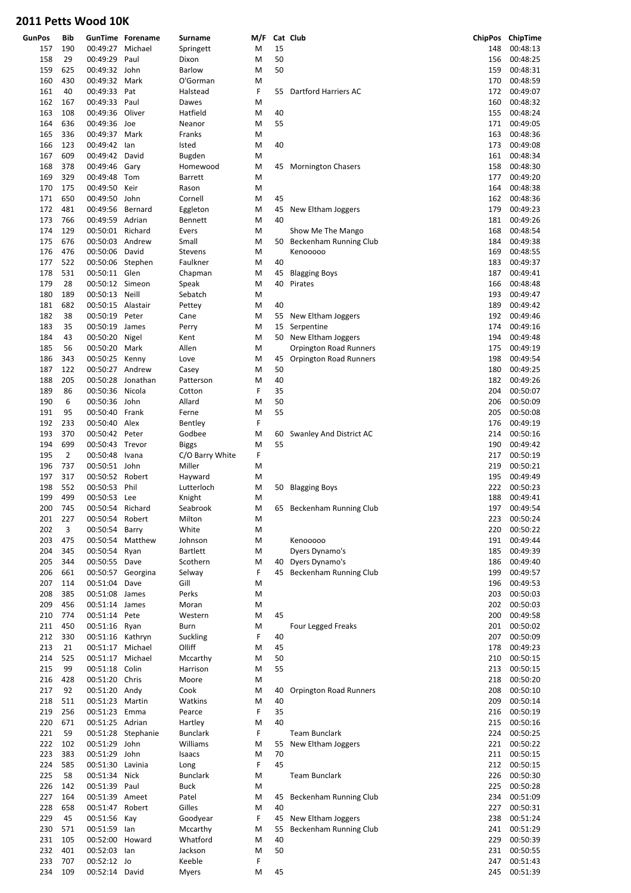## 2011 Petts Wood 10K

| GunPos | Bib | GunTime | Forename | Surname | M/F | Cat | Club | ChipPos | ChipTime |
|---|---|---|---|---|---|---|---|---|---|
| 157 | 190 | 00:49:27 | Michael | Springett | M | 15 | | 148 | 00:48:13 |
| 158 | 29 | 00:49:29 | Paul | Dixon | M | 50 | | 156 | 00:48:25 |
| 159 | 625 | 00:49:32 | John | Barlow | M | 50 | | 159 | 00:48:31 |
| 160 | 430 | 00:49:32 | Mark | O'Gorman | M | | | 170 | 00:48:59 |
| 161 | 40 | 00:49:33 | Pat | Halstead | F | 55 | Dartford Harriers AC | 172 | 00:49:07 |
| 162 | 167 | 00:49:33 | Paul | Dawes | M | | | 160 | 00:48:32 |
| 163 | 108 | 00:49:36 | Oliver | Hatfield | M | 40 | | 155 | 00:48:24 |
| 164 | 636 | 00:49:36 | Joe | Neanor | M | 55 | | 171 | 00:49:05 |
| 165 | 336 | 00:49:37 | Mark | Franks | M | | | 163 | 00:48:36 |
| 166 | 123 | 00:49:42 | Ian | Isted | M | 40 | | 173 | 00:49:08 |
| 167 | 609 | 00:49:42 | David | Bugden | M | | | 161 | 00:48:34 |
| 168 | 378 | 00:49:46 | Gary | Homewood | M | 45 | Mornington Chasers | 158 | 00:48:30 |
| 169 | 329 | 00:49:48 | Tom | Barrett | M | | | 177 | 00:49:20 |
| 170 | 175 | 00:49:50 | Keir | Rason | M | | | 164 | 00:48:38 |
| 171 | 650 | 00:49:50 | John | Cornell | M | 45 | | 162 | 00:48:36 |
| 172 | 481 | 00:49:56 | Bernard | Eggleton | M | 45 | New Eltham Joggers | 179 | 00:49:23 |
| 173 | 766 | 00:49:59 | Adrian | Bennett | M | 40 | | 181 | 00:49:26 |
| 174 | 129 | 00:50:01 | Richard | Evers | M | | Show Me The Mango | 168 | 00:48:54 |
| 175 | 676 | 00:50:03 | Andrew | Small | M | 50 | Beckenham Running Club | 184 | 00:49:38 |
| 176 | 476 | 00:50:06 | David | Stevens | M | | Kenooooo | 169 | 00:48:55 |
| 177 | 522 | 00:50:06 | Stephen | Faulkner | M | 40 | | 183 | 00:49:37 |
| 178 | 531 | 00:50:11 | Glen | Chapman | M | 45 | Blagging Boys | 187 | 00:49:41 |
| 179 | 28 | 00:50:12 | Simeon | Speak | M | 40 | Pirates | 166 | 00:48:48 |
| 180 | 189 | 00:50:13 | Neill | Sebatch | M | | | 193 | 00:49:47 |
| 181 | 682 | 00:50:15 | Alastair | Pettey | M | 40 | | 189 | 00:49:42 |
| 182 | 38 | 00:50:19 | Peter | Cane | M | 55 | New Eltham Joggers | 192 | 00:49:46 |
| 183 | 35 | 00:50:19 | James | Perry | M | 15 | Serpentine | 174 | 00:49:16 |
| 184 | 43 | 00:50:20 | Nigel | Kent | M | 50 | New Eltham Joggers | 194 | 00:49:48 |
| 185 | 56 | 00:50:20 | Mark | Allen | M | | Orpington Road Runners | 175 | 00:49:19 |
| 186 | 343 | 00:50:25 | Kenny | Love | M | 45 | Orpington Road Runners | 198 | 00:49:54 |
| 187 | 122 | 00:50:27 | Andrew | Casey | M | 50 | | 180 | 00:49:25 |
| 188 | 205 | 00:50:28 | Jonathan | Patterson | M | 40 | | 182 | 00:49:26 |
| 189 | 86 | 00:50:36 | Nicola | Cotton | F | 35 | | 204 | 00:50:07 |
| 190 | 6 | 00:50:36 | John | Allard | M | 50 | | 206 | 00:50:09 |
| 191 | 95 | 00:50:40 | Frank | Ferne | M | 55 | | 205 | 00:50:08 |
| 192 | 233 | 00:50:40 | Alex | Bentley | F | | | 176 | 00:49:19 |
| 193 | 370 | 00:50:42 | Peter | Godbee | M | 60 | Swanley And District AC | 214 | 00:50:16 |
| 194 | 699 | 00:50:43 | Trevor | Biggs | M | 55 | | 190 | 00:49:42 |
| 195 | 2 | 00:50:48 | Ivana | C/O Barry White | F | | | 217 | 00:50:19 |
| 196 | 737 | 00:50:51 | John | Miller | M | | | 219 | 00:50:21 |
| 197 | 317 | 00:50:52 | Robert | Hayward | M | | | 195 | 00:49:49 |
| 198 | 552 | 00:50:53 | Phil | Lutterloch | M | 50 | Blagging Boys | 222 | 00:50:23 |
| 199 | 499 | 00:50:53 | Lee | Knight | M | | | 188 | 00:49:41 |
| 200 | 745 | 00:50:54 | Richard | Seabrook | M | 65 | Beckenham Running Club | 197 | 00:49:54 |
| 201 | 227 | 00:50:54 | Robert | Milton | M | | | 223 | 00:50:24 |
| 202 | 3 | 00:50:54 | Barry | White | M | | | 220 | 00:50:22 |
| 203 | 475 | 00:50:54 | Matthew | Johnson | M | | Kenooooo | 191 | 00:49:44 |
| 204 | 345 | 00:50:54 | Ryan | Bartlett | M | | Dyers Dynamo's | 185 | 00:49:39 |
| 205 | 344 | 00:50:55 | Dave | Scothern | M | 40 | Dyers Dynamo's | 186 | 00:49:40 |
| 206 | 661 | 00:50:57 | Georgina | Selway | F | 45 | Beckenham Running Club | 199 | 00:49:57 |
| 207 | 114 | 00:51:04 | Dave | Gill | M | | | 196 | 00:49:53 |
| 208 | 385 | 00:51:08 | James | Perks | M | | | 203 | 00:50:03 |
| 209 | 456 | 00:51:14 | James | Moran | M | | | 202 | 00:50:03 |
| 210 | 774 | 00:51:14 | Pete | Western | M | 45 | | 200 | 00:49:58 |
| 211 | 450 | 00:51:16 | Ryan | Burn | M | | Four Legged Freaks | 201 | 00:50:02 |
| 212 | 330 | 00:51:16 | Kathryn | Suckling | F | 40 | | 207 | 00:50:09 |
| 213 | 21 | 00:51:17 | Michael | Olliff | M | 45 | | 178 | 00:49:23 |
| 214 | 525 | 00:51:17 | Michael | Mccarthy | M | 50 | | 210 | 00:50:15 |
| 215 | 99 | 00:51:18 | Colin | Harrison | M | 55 | | 213 | 00:50:15 |
| 216 | 428 | 00:51:20 | Chris | Moore | M | | | 218 | 00:50:20 |
| 217 | 92 | 00:51:20 | Andy | Cook | M | 40 | Orpington Road Runners | 208 | 00:50:10 |
| 218 | 511 | 00:51:23 | Martin | Watkins | M | 40 | | 209 | 00:50:14 |
| 219 | 256 | 00:51:23 | Emma | Pearce | F | 35 | | 216 | 00:50:19 |
| 220 | 671 | 00:51:25 | Adrian | Hartley | M | 40 | | 215 | 00:50:16 |
| 221 | 59 | 00:51:28 | Stephanie | Bunclark | F | | Team Bunclark | 224 | 00:50:25 |
| 222 | 102 | 00:51:29 | John | Williams | M | 55 | New Eltham Joggers | 221 | 00:50:22 |
| 223 | 383 | 00:51:29 | John | Isaacs | M | 70 | | 211 | 00:50:15 |
| 224 | 585 | 00:51:30 | Lavinia | Long | F | 45 | | 212 | 00:50:15 |
| 225 | 58 | 00:51:34 | Nick | Bunclark | M | | Team Bunclark | 226 | 00:50:30 |
| 226 | 142 | 00:51:39 | Paul | Buck | M | | | 225 | 00:50:28 |
| 227 | 164 | 00:51:39 | Ameet | Patel | M | 45 | Beckenham Running Club | 234 | 00:51:09 |
| 228 | 658 | 00:51:47 | Robert | Gilles | M | 40 | | 227 | 00:50:31 |
| 229 | 45 | 00:51:56 | Kay | Goodyear | F | 45 | New Eltham Joggers | 238 | 00:51:24 |
| 230 | 571 | 00:51:59 | Ian | Mccarthy | M | 55 | Beckenham Running Club | 241 | 00:51:29 |
| 231 | 105 | 00:52:00 | Howard | Whatford | M | 40 | | 229 | 00:50:39 |
| 232 | 401 | 00:52:03 | Ian | Jackson | M | 50 | | 231 | 00:50:55 |
| 233 | 707 | 00:52:12 | Jo | Keeble | F | | | 247 | 00:51:43 |
| 234 | 109 | 00:52:14 | David | Myers | M | 45 | | 245 | 00:51:39 |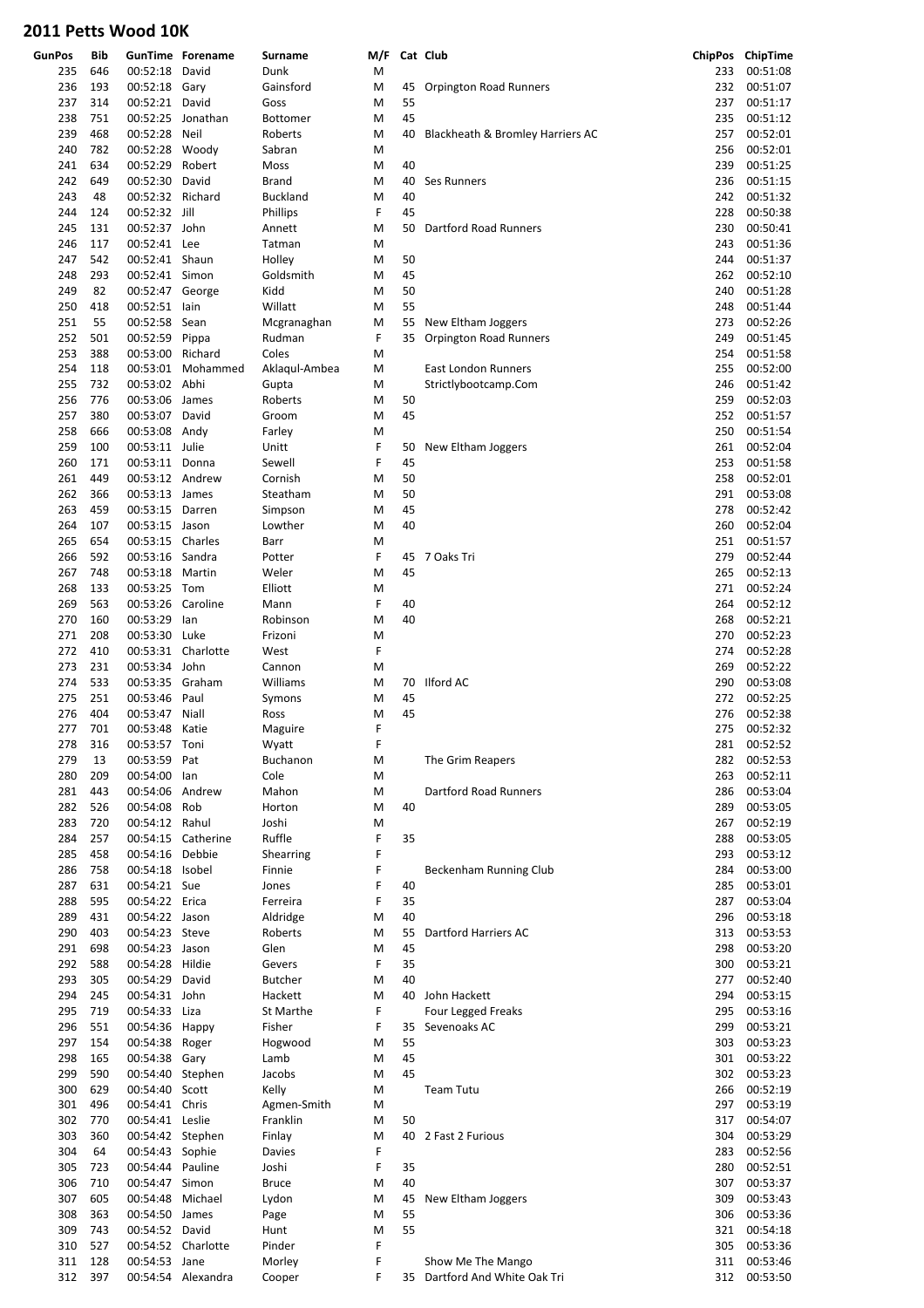## 2011 Petts Wood 10K

| GunPos | Bib | GunTime | Forename | Surname | M/F | Cat | Club | ChipPos | ChipTime |
|---|---|---|---|---|---|---|---|---|---|
| 235 | 646 | 00:52:18 | David | Dunk | M | | | 233 | 00:51:08 |
| 236 | 193 | 00:52:18 | Gary | Gainsford | M | 45 | Orpington Road Runners | 232 | 00:51:07 |
| 237 | 314 | 00:52:21 | David | Goss | M | 55 | | 237 | 00:51:17 |
| 238 | 751 | 00:52:25 | Jonathan | Bottomer | M | 45 | | 235 | 00:51:12 |
| 239 | 468 | 00:52:28 | Neil | Roberts | M | 40 | Blackheath & Bromley Harriers AC | 257 | 00:52:01 |
| 240 | 782 | 00:52:28 | Woody | Sabran | M | | | 256 | 00:52:01 |
| 241 | 634 | 00:52:29 | Robert | Moss | M | 40 | | 239 | 00:51:25 |
| 242 | 649 | 00:52:30 | David | Brand | M | 40 | Ses Runners | 236 | 00:51:15 |
| 243 | 48 | 00:52:32 | Richard | Buckland | M | 40 | | 242 | 00:51:32 |
| 244 | 124 | 00:52:32 | Jill | Phillips | F | 45 | | 228 | 00:50:38 |
| 245 | 131 | 00:52:37 | John | Annett | M | 50 | Dartford Road Runners | 230 | 00:50:41 |
| 246 | 117 | 00:52:41 | Lee | Tatman | M | | | 243 | 00:51:36 |
| 247 | 542 | 00:52:41 | Shaun | Holley | M | 50 | | 244 | 00:51:37 |
| 248 | 293 | 00:52:41 | Simon | Goldsmith | M | 45 | | 262 | 00:52:10 |
| 249 | 82 | 00:52:47 | George | Kidd | M | 50 | | 240 | 00:51:28 |
| 250 | 418 | 00:52:51 | Iain | Willatt | M | 55 | | 248 | 00:51:44 |
| 251 | 55 | 00:52:58 | Sean | Mcgranaghan | M | 55 | New Eltham Joggers | 273 | 00:52:26 |
| 252 | 501 | 00:52:59 | Pippa | Rudman | F | 35 | Orpington Road Runners | 249 | 00:51:45 |
| 253 | 388 | 00:53:00 | Richard | Coles | M | | | 254 | 00:51:58 |
| 254 | 118 | 00:53:01 | Mohammed | Aklaqul-Ambea | M | | East London Runners | 255 | 00:52:00 |
| 255 | 732 | 00:53:02 | Abhi | Gupta | M | | Strictlybootcamp.Com | 246 | 00:51:42 |
| 256 | 776 | 00:53:06 | James | Roberts | M | 50 | | 259 | 00:52:03 |
| 257 | 380 | 00:53:07 | David | Groom | M | 45 | | 252 | 00:51:57 |
| 258 | 666 | 00:53:08 | Andy | Farley | M | | | 250 | 00:51:54 |
| 259 | 100 | 00:53:11 | Julie | Unitt | F | 50 | New Eltham Joggers | 261 | 00:52:04 |
| 260 | 171 | 00:53:11 | Donna | Sewell | F | 45 | | 253 | 00:51:58 |
| 261 | 449 | 00:53:12 | Andrew | Cornish | M | 50 | | 258 | 00:52:01 |
| 262 | 366 | 00:53:13 | James | Steatham | M | 50 | | 291 | 00:53:08 |
| 263 | 459 | 00:53:15 | Darren | Simpson | M | 45 | | 278 | 00:52:42 |
| 264 | 107 | 00:53:15 | Jason | Lowther | M | 40 | | 260 | 00:52:04 |
| 265 | 654 | 00:53:15 | Charles | Barr | M | | | 251 | 00:51:57 |
| 266 | 592 | 00:53:16 | Sandra | Potter | F | 45 | 7 Oaks Tri | 279 | 00:52:44 |
| 267 | 748 | 00:53:18 | Martin | Weler | M | 45 | | 265 | 00:52:13 |
| 268 | 133 | 00:53:25 | Tom | Elliott | M | | | 271 | 00:52:24 |
| 269 | 563 | 00:53:26 | Caroline | Mann | F | 40 | | 264 | 00:52:12 |
| 270 | 160 | 00:53:29 | Ian | Robinson | M | 40 | | 268 | 00:52:21 |
| 271 | 208 | 00:53:30 | Luke | Frizoni | M | | | 270 | 00:52:23 |
| 272 | 410 | 00:53:31 | Charlotte | West | F | | | 274 | 00:52:28 |
| 273 | 231 | 00:53:34 | John | Cannon | M | | | 269 | 00:52:22 |
| 274 | 533 | 00:53:35 | Graham | Williams | M | 70 | Ilford AC | 290 | 00:53:08 |
| 275 | 251 | 00:53:46 | Paul | Symons | M | 45 | | 272 | 00:52:25 |
| 276 | 404 | 00:53:47 | Niall | Ross | M | 45 | | 276 | 00:52:38 |
| 277 | 701 | 00:53:48 | Katie | Maguire | F | | | 275 | 00:52:32 |
| 278 | 316 | 00:53:57 | Toni | Wyatt | F | | | 281 | 00:52:52 |
| 279 | 13 | 00:53:59 | Pat | Buchanon | M | | The Grim Reapers | 282 | 00:52:53 |
| 280 | 209 | 00:54:00 | Ian | Cole | M | | | 263 | 00:52:11 |
| 281 | 443 | 00:54:06 | Andrew | Mahon | M | | Dartford Road Runners | 286 | 00:53:04 |
| 282 | 526 | 00:54:08 | Rob | Horton | M | 40 | | 289 | 00:53:05 |
| 283 | 720 | 00:54:12 | Rahul | Joshi | M | | | 267 | 00:52:19 |
| 284 | 257 | 00:54:15 | Catherine | Ruffle | F | 35 | | 288 | 00:53:05 |
| 285 | 458 | 00:54:16 | Debbie | Shearring | F | | | 293 | 00:53:12 |
| 286 | 758 | 00:54:18 | Isobel | Finnie | F | | Beckenham Running Club | 284 | 00:53:00 |
| 287 | 631 | 00:54:21 | Sue | Jones | F | 40 | | 285 | 00:53:01 |
| 288 | 595 | 00:54:22 | Erica | Ferreira | F | 35 | | 287 | 00:53:04 |
| 289 | 431 | 00:54:22 | Jason | Aldridge | M | 40 | | 296 | 00:53:18 |
| 290 | 403 | 00:54:23 | Steve | Roberts | M | 55 | Dartford Harriers AC | 313 | 00:53:53 |
| 291 | 698 | 00:54:23 | Jason | Glen | M | 45 | | 298 | 00:53:20 |
| 292 | 588 | 00:54:28 | Hildie | Gevers | F | 35 | | 300 | 00:53:21 |
| 293 | 305 | 00:54:29 | David | Butcher | M | 40 | | 277 | 00:52:40 |
| 294 | 245 | 00:54:31 | John | Hackett | M | 40 | John Hackett | 294 | 00:53:15 |
| 295 | 719 | 00:54:33 | Liza | St Marthe | F | | Four Legged Freaks | 295 | 00:53:16 |
| 296 | 551 | 00:54:36 | Happy | Fisher | F | 35 | Sevenoaks AC | 299 | 00:53:21 |
| 297 | 154 | 00:54:38 | Roger | Hogwood | M | 55 | | 303 | 00:53:23 |
| 298 | 165 | 00:54:38 | Gary | Lamb | M | 45 | | 301 | 00:53:22 |
| 299 | 590 | 00:54:40 | Stephen | Jacobs | M | 45 | | 302 | 00:53:23 |
| 300 | 629 | 00:54:40 | Scott | Kelly | M | | Team Tutu | 266 | 00:52:19 |
| 301 | 496 | 00:54:41 | Chris | Agmen-Smith | M | | | 297 | 00:53:19 |
| 302 | 770 | 00:54:41 | Leslie | Franklin | M | 50 | | 317 | 00:54:07 |
| 303 | 360 | 00:54:42 | Stephen | Finlay | M | 40 | 2 Fast 2 Furious | 304 | 00:53:29 |
| 304 | 64 | 00:54:43 | Sophie | Davies | F | | | 283 | 00:52:56 |
| 305 | 723 | 00:54:44 | Pauline | Joshi | F | 35 | | 280 | 00:52:51 |
| 306 | 710 | 00:54:47 | Simon | Bruce | M | 40 | | 307 | 00:53:37 |
| 307 | 605 | 00:54:48 | Michael | Lydon | M | 45 | New Eltham Joggers | 309 | 00:53:43 |
| 308 | 363 | 00:54:50 | James | Page | M | 55 | | 306 | 00:53:36 |
| 309 | 743 | 00:54:52 | David | Hunt | M | 55 | | 321 | 00:54:18 |
| 310 | 527 | 00:54:52 | Charlotte | Pinder | F | | | 305 | 00:53:36 |
| 311 | 128 | 00:54:53 | Jane | Morley | F | | Show Me The Mango | 311 | 00:53:46 |
| 312 | 397 | 00:54:54 | Alexandra | Cooper | F | 35 | Dartford And White Oak Tri | 312 | 00:53:50 |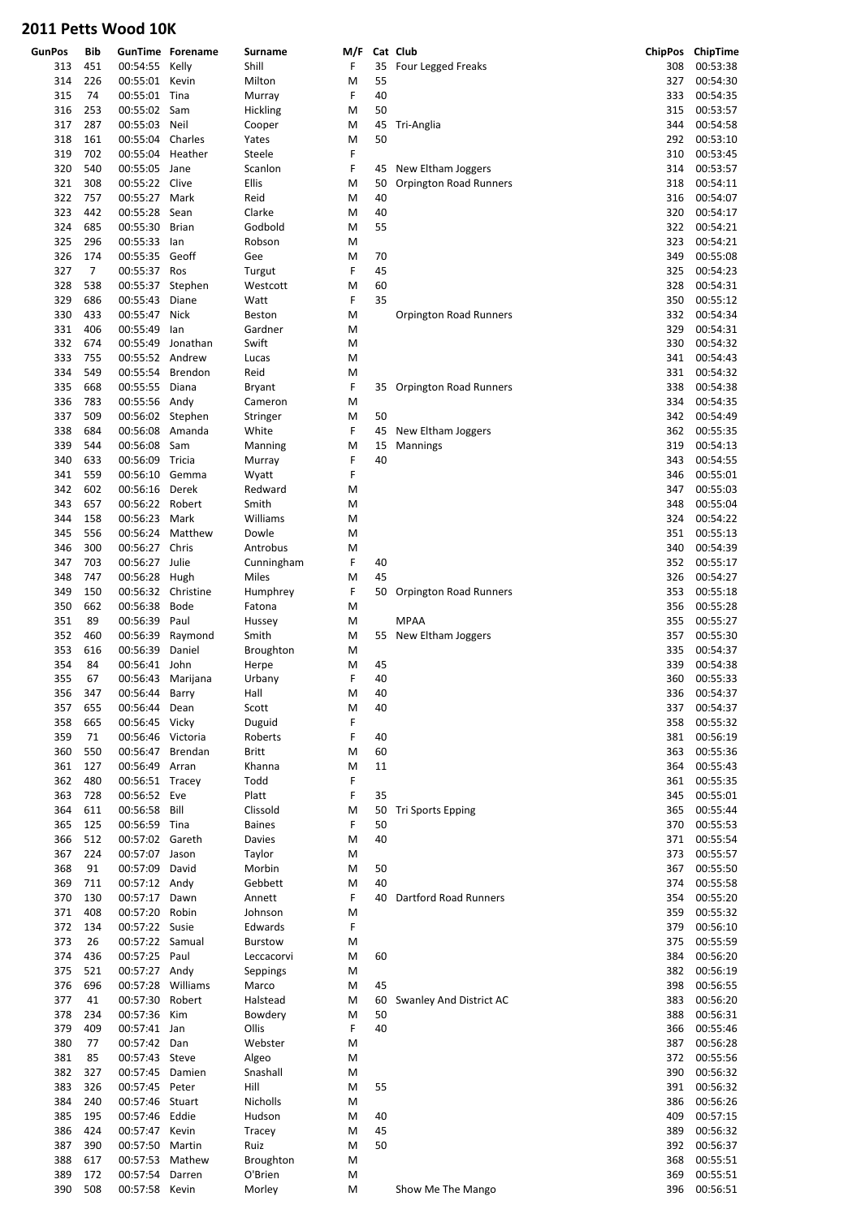## 2011 Petts Wood 10K

| GunPos | Bib | GunTime | Forename | Surname | M/F | Cat | Club | ChipPos | ChipTime |
|---|---|---|---|---|---|---|---|---|---|
| 313 | 451 | 00:54:55 | Kelly | Shill | F | 35 | Four Legged Freaks | 308 | 00:53:38 |
| 314 | 226 | 00:55:01 | Kevin | Milton | M | 55 | | 327 | 00:54:30 |
| 315 | 74 | 00:55:01 | Tina | Murray | F | 40 | | 333 | 00:54:35 |
| 316 | 253 | 00:55:02 | Sam | Hickling | M | 50 | | 315 | 00:53:57 |
| 317 | 287 | 00:55:03 | Neil | Cooper | M | 45 | Tri-Anglia | 344 | 00:54:58 |
| 318 | 161 | 00:55:04 | Charles | Yates | M | 50 | | 292 | 00:53:10 |
| 319 | 702 | 00:55:04 | Heather | Steele | F | | | 310 | 00:53:45 |
| 320 | 540 | 00:55:05 | Jane | Scanlon | F | 45 | New Eltham Joggers | 314 | 00:53:57 |
| 321 | 308 | 00:55:22 | Clive | Ellis | M | 50 | Orpington Road Runners | 318 | 00:54:11 |
| 322 | 757 | 00:55:27 | Mark | Reid | M | 40 | | 316 | 00:54:07 |
| 323 | 442 | 00:55:28 | Sean | Clarke | M | 40 | | 320 | 00:54:17 |
| 324 | 685 | 00:55:30 | Brian | Godbold | M | 55 | | 322 | 00:54:21 |
| 325 | 296 | 00:55:33 | Ian | Robson | M | | | 323 | 00:54:21 |
| 326 | 174 | 00:55:35 | Geoff | Gee | M | 70 | | 349 | 00:55:08 |
| 327 | 7 | 00:55:37 | Ros | Turgut | F | 45 | | 325 | 00:54:23 |
| 328 | 538 | 00:55:37 | Stephen | Westcott | M | 60 | | 328 | 00:54:31 |
| 329 | 686 | 00:55:43 | Diane | Watt | F | 35 | | 350 | 00:55:12 |
| 330 | 433 | 00:55:47 | Nick | Beston | M | | Orpington Road Runners | 332 | 00:54:34 |
| 331 | 406 | 00:55:49 | Ian | Gardner | M | | | 329 | 00:54:31 |
| 332 | 674 | 00:55:49 | Jonathan | Swift | M | | | 330 | 00:54:32 |
| 333 | 755 | 00:55:52 | Andrew | Lucas | M | | | 341 | 00:54:43 |
| 334 | 549 | 00:55:54 | Brendon | Reid | M | | | 331 | 00:54:32 |
| 335 | 668 | 00:55:55 | Diana | Bryant | F | 35 | Orpington Road Runners | 338 | 00:54:38 |
| 336 | 783 | 00:55:56 | Andy | Cameron | M | | | 334 | 00:54:35 |
| 337 | 509 | 00:56:02 | Stephen | Stringer | M | 50 | | 342 | 00:54:49 |
| 338 | 684 | 00:56:08 | Amanda | White | F | 45 | New Eltham Joggers | 362 | 00:55:35 |
| 339 | 544 | 00:56:08 | Sam | Manning | M | 15 | Mannings | 319 | 00:54:13 |
| 340 | 633 | 00:56:09 | Tricia | Murray | F | 40 | | 343 | 00:54:55 |
| 341 | 559 | 00:56:10 | Gemma | Wyatt | F | | | 346 | 00:55:01 |
| 342 | 602 | 00:56:16 | Derek | Redward | M | | | 347 | 00:55:03 |
| 343 | 657 | 00:56:22 | Robert | Smith | M | | | 348 | 00:55:04 |
| 344 | 158 | 00:56:23 | Mark | Williams | M | | | 324 | 00:54:22 |
| 345 | 556 | 00:56:24 | Matthew | Dowle | M | | | 351 | 00:55:13 |
| 346 | 300 | 00:56:27 | Chris | Antrobus | M | | | 340 | 00:54:39 |
| 347 | 703 | 00:56:27 | Julie | Cunningham | F | 40 | | 352 | 00:55:17 |
| 348 | 747 | 00:56:28 | Hugh | Miles | M | 45 | | 326 | 00:54:27 |
| 349 | 150 | 00:56:32 | Christine | Humphrey | F | 50 | Orpington Road Runners | 353 | 00:55:18 |
| 350 | 662 | 00:56:38 | Bode | Fatona | M | | | 356 | 00:55:28 |
| 351 | 89 | 00:56:39 | Paul | Hussey | M | | MPAA | 355 | 00:55:27 |
| 352 | 460 | 00:56:39 | Raymond | Smith | M | 55 | New Eltham Joggers | 357 | 00:55:30 |
| 353 | 616 | 00:56:39 | Daniel | Broughton | M | | | 335 | 00:54:37 |
| 354 | 84 | 00:56:41 | John | Herpe | M | 45 | | 339 | 00:54:38 |
| 355 | 67 | 00:56:43 | Marijana | Urbany | F | 40 | | 360 | 00:55:33 |
| 356 | 347 | 00:56:44 | Barry | Hall | M | 40 | | 336 | 00:54:37 |
| 357 | 655 | 00:56:44 | Dean | Scott | M | 40 | | 337 | 00:54:37 |
| 358 | 665 | 00:56:45 | Vicky | Duguid | F | | | 358 | 00:55:32 |
| 359 | 71 | 00:56:46 | Victoria | Roberts | F | 40 | | 381 | 00:56:19 |
| 360 | 550 | 00:56:47 | Brendan | Britt | M | 60 | | 363 | 00:55:36 |
| 361 | 127 | 00:56:49 | Arran | Khanna | M | 11 | | 364 | 00:55:43 |
| 362 | 480 | 00:56:51 | Tracey | Todd | F | | | 361 | 00:55:35 |
| 363 | 728 | 00:56:52 | Eve | Platt | F | 35 | | 345 | 00:55:01 |
| 364 | 611 | 00:56:58 | Bill | Clissold | M | 50 | Tri Sports Epping | 365 | 00:55:44 |
| 365 | 125 | 00:56:59 | Tina | Baines | F | 50 | | 370 | 00:55:53 |
| 366 | 512 | 00:57:02 | Gareth | Davies | M | 40 | | 371 | 00:55:54 |
| 367 | 224 | 00:57:07 | Jason | Taylor | M | | | 373 | 00:55:57 |
| 368 | 91 | 00:57:09 | David | Morbin | M | 50 | | 367 | 00:55:50 |
| 369 | 711 | 00:57:12 | Andy | Gebbett | M | 40 | | 374 | 00:55:58 |
| 370 | 130 | 00:57:17 | Dawn | Annett | F | 40 | Dartford Road Runners | 354 | 00:55:20 |
| 371 | 408 | 00:57:20 | Robin | Johnson | M | | | 359 | 00:55:32 |
| 372 | 134 | 00:57:22 | Susie | Edwards | F | | | 379 | 00:56:10 |
| 373 | 26 | 00:57:22 | Samuel | Burstow | M | | | 375 | 00:55:59 |
| 374 | 436 | 00:57:25 | Paul | Leccacorvi | M | 60 | | 384 | 00:56:20 |
| 375 | 521 | 00:57:27 | Andy | Seppings | M | | | 382 | 00:56:19 |
| 376 | 696 | 00:57:28 | Williams | Marco | M | 45 | | 398 | 00:56:55 |
| 377 | 41 | 00:57:30 | Robert | Halstead | M | 60 | Swanley And District AC | 383 | 00:56:20 |
| 378 | 234 | 00:57:36 | Kim | Bowdery | M | 50 | | 388 | 00:56:31 |
| 379 | 409 | 00:57:41 | Jan | Ollis | F | 40 | | 366 | 00:55:46 |
| 380 | 77 | 00:57:42 | Dan | Webster | M | | | 387 | 00:56:28 |
| 381 | 85 | 00:57:43 | Steve | Algeo | M | | | 372 | 00:55:56 |
| 382 | 327 | 00:57:45 | Damien | Snashall | M | | | 390 | 00:56:32 |
| 383 | 326 | 00:57:45 | Peter | Hill | M | 55 | | 391 | 00:56:32 |
| 384 | 240 | 00:57:46 | Stuart | Nicholls | M | | | 386 | 00:56:26 |
| 385 | 195 | 00:57:46 | Eddie | Hudson | M | 40 | | 409 | 00:57:15 |
| 386 | 424 | 00:57:47 | Kevin | Tracey | M | 45 | | 389 | 00:56:32 |
| 387 | 390 | 00:57:50 | Martin | Ruiz | M | 50 | | 392 | 00:56:37 |
| 388 | 617 | 00:57:53 | Mathew | Broughton | M | | | 368 | 00:55:51 |
| 389 | 172 | 00:57:54 | Darren | O'Brien | M | | | 369 | 00:55:51 |
| 390 | 508 | 00:57:58 | Kevin | Morley | M | | Show Me The Mango | 396 | 00:56:51 |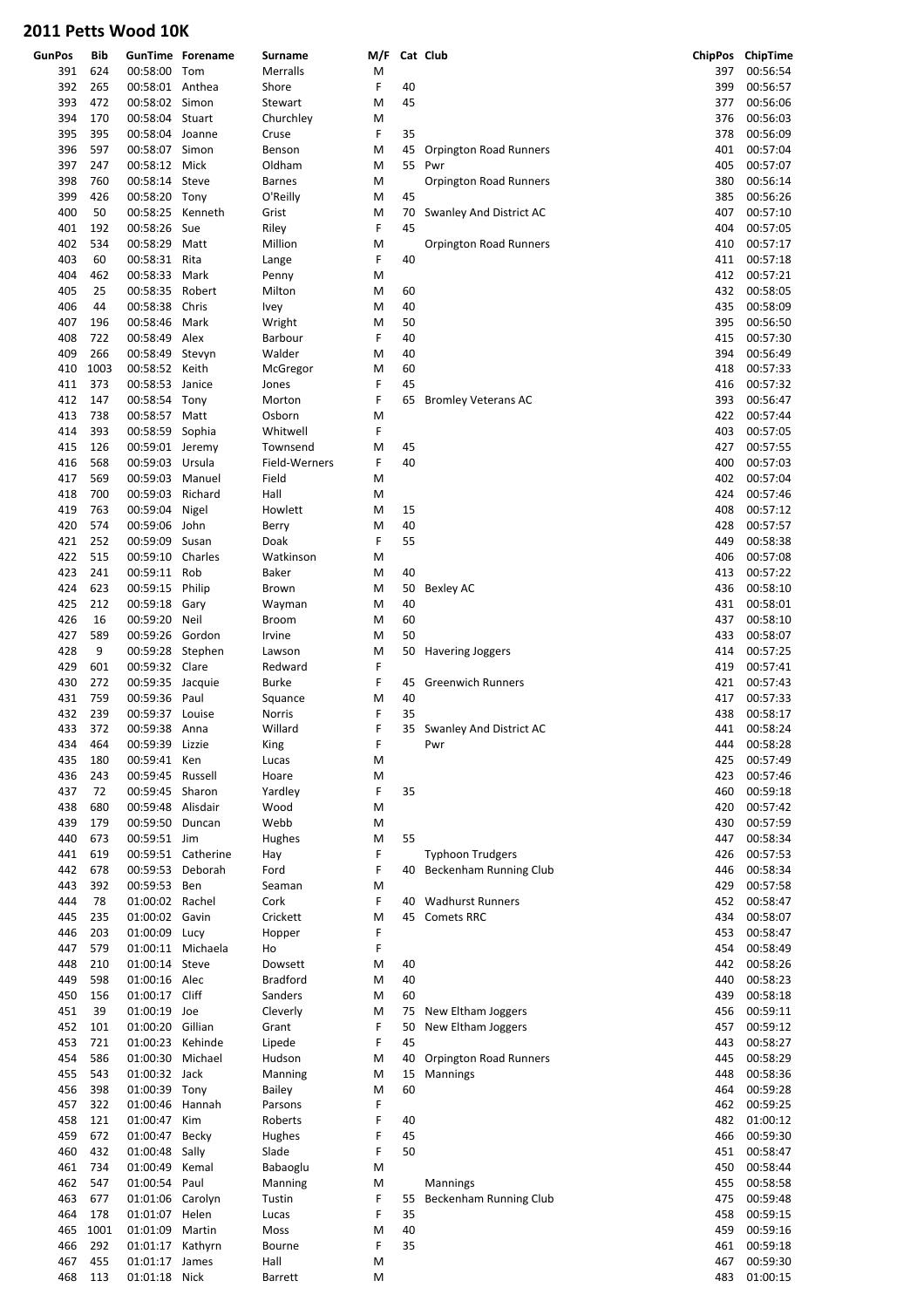## 2011 Petts Wood 10K

| GunPos | Bib | GunTime | Forename | Surname | M/F | Cat | Club | ChipPos | ChipTime |
|---|---|---|---|---|---|---|---|---|---|
| 391 | 624 | 00:58:00 | Tom | Merralls | M | | | 397 | 00:56:54 |
| 392 | 265 | 00:58:01 | Anthea | Shore | F | 40 | | 399 | 00:56:57 |
| 393 | 472 | 00:58:02 | Simon | Stewart | M | 45 | | 377 | 00:56:06 |
| 394 | 170 | 00:58:04 | Stuart | Churchley | M | | | 376 | 00:56:03 |
| 395 | 395 | 00:58:04 | Joanne | Cruse | F | 35 | | 378 | 00:56:09 |
| 396 | 597 | 00:58:07 | Simon | Benson | M | 45 | Orpington Road Runners | 401 | 00:57:04 |
| 397 | 247 | 00:58:12 | Mick | Oldham | M | 55 | Pwr | 405 | 00:57:07 |
| 398 | 760 | 00:58:14 | Steve | Barnes | M | | Orpington Road Runners | 380 | 00:56:14 |
| 399 | 426 | 00:58:20 | Tony | O'Reilly | M | 45 | | 385 | 00:56:26 |
| 400 | 50 | 00:58:25 | Kenneth | Grist | M | 70 | Swanley And District AC | 407 | 00:57:10 |
| 401 | 192 | 00:58:26 | Sue | Riley | F | 45 | | 404 | 00:57:05 |
| 402 | 534 | 00:58:29 | Matt | Million | M | | Orpington Road Runners | 410 | 00:57:17 |
| 403 | 60 | 00:58:31 | Rita | Lange | F | 40 | | 411 | 00:57:18 |
| 404 | 462 | 00:58:33 | Mark | Penny | M | | | 412 | 00:57:21 |
| 405 | 25 | 00:58:35 | Robert | Milton | M | 60 | | 432 | 00:58:05 |
| 406 | 44 | 00:58:38 | Chris | Ivey | M | 40 | | 435 | 00:58:09 |
| 407 | 196 | 00:58:46 | Mark | Wright | M | 50 | | 395 | 00:56:50 |
| 408 | 722 | 00:58:49 | Alex | Barbour | F | 40 | | 415 | 00:57:30 |
| 409 | 266 | 00:58:49 | Stevyn | Walder | M | 40 | | 394 | 00:56:49 |
| 410 | 1003 | 00:58:52 | Keith | McGregor | M | 60 | | 418 | 00:57:33 |
| 411 | 373 | 00:58:53 | Janice | Jones | F | 45 | | 416 | 00:57:32 |
| 412 | 147 | 00:58:54 | Tony | Morton | F | 65 | Bromley Veterans AC | 393 | 00:56:47 |
| 413 | 738 | 00:58:57 | Matt | Osborn | M | | | 422 | 00:57:44 |
| 414 | 393 | 00:58:59 | Sophia | Whitwell | F | | | 403 | 00:57:05 |
| 415 | 126 | 00:59:01 | Jeremy | Townsend | M | 45 | | 427 | 00:57:55 |
| 416 | 568 | 00:59:03 | Ursula | Field-Werners | F | 40 | | 400 | 00:57:03 |
| 417 | 569 | 00:59:03 | Manuel | Field | M | | | 402 | 00:57:04 |
| 418 | 700 | 00:59:03 | Richard | Hall | M | | | 424 | 00:57:46 |
| 419 | 763 | 00:59:04 | Nigel | Howlett | M | 15 | | 408 | 00:57:12 |
| 420 | 574 | 00:59:06 | John | Berry | M | 40 | | 428 | 00:57:57 |
| 421 | 252 | 00:59:09 | Susan | Doak | F | 55 | | 449 | 00:58:38 |
| 422 | 515 | 00:59:10 | Charles | Watkinson | M | | | 406 | 00:57:08 |
| 423 | 241 | 00:59:11 | Rob | Baker | M | 40 | | 413 | 00:57:22 |
| 424 | 623 | 00:59:15 | Philip | Brown | M | 50 | Bexley AC | 436 | 00:58:10 |
| 425 | 212 | 00:59:18 | Gary | Wayman | M | 40 | | 431 | 00:58:01 |
| 426 | 16 | 00:59:20 | Neil | Broom | M | 60 | | 437 | 00:58:10 |
| 427 | 589 | 00:59:26 | Gordon | Irvine | M | 50 | | 433 | 00:58:07 |
| 428 | 9 | 00:59:28 | Stephen | Lawson | M | 50 | Havering Joggers | 414 | 00:57:25 |
| 429 | 601 | 00:59:32 | Clare | Redward | F | | | 419 | 00:57:41 |
| 430 | 272 | 00:59:35 | Jacquie | Burke | F | 45 | Greenwich Runners | 421 | 00:57:43 |
| 431 | 759 | 00:59:36 | Paul | Squance | M | 40 | | 417 | 00:57:33 |
| 432 | 239 | 00:59:37 | Louise | Norris | F | 35 | | 438 | 00:58:17 |
| 433 | 372 | 00:59:38 | Anna | Willard | F | 35 | Swanley And District AC | 441 | 00:58:24 |
| 434 | 464 | 00:59:39 | Lizzie | King | F | | Pwr | 444 | 00:58:28 |
| 435 | 180 | 00:59:41 | Ken | Lucas | M | | | 425 | 00:57:49 |
| 436 | 243 | 00:59:45 | Russell | Hoare | M | | | 423 | 00:57:46 |
| 437 | 72 | 00:59:45 | Sharon | Yardley | F | 35 | | 460 | 00:59:18 |
| 438 | 680 | 00:59:48 | Alisdair | Wood | M | | | 420 | 00:57:42 |
| 439 | 179 | 00:59:50 | Duncan | Webb | M | | | 430 | 00:57:59 |
| 440 | 673 | 00:59:51 | Jim | Hughes | M | 55 | | 447 | 00:58:34 |
| 441 | 619 | 00:59:51 | Catherine | Hay | F | | Typhoon Trudgers | 426 | 00:57:53 |
| 442 | 678 | 00:59:53 | Deborah | Ford | F | 40 | Beckenham Running Club | 446 | 00:58:34 |
| 443 | 392 | 00:59:53 | Ben | Seaman | M | | | 429 | 00:57:58 |
| 444 | 78 | 01:00:02 | Rachel | Cork | F | 40 | Wadhurst Runners | 452 | 00:58:47 |
| 445 | 235 | 01:00:02 | Gavin | Crickett | M | 45 | Comets RRC | 434 | 00:58:07 |
| 446 | 203 | 01:00:09 | Lucy | Hopper | F | | | 453 | 00:58:47 |
| 447 | 579 | 01:00:11 | Michaela | Ho | F | | | 454 | 00:58:49 |
| 448 | 210 | 01:00:14 | Steve | Dowsett | M | 40 | | 442 | 00:58:26 |
| 449 | 598 | 01:00:16 | Alec | Bradford | M | 40 | | 440 | 00:58:23 |
| 450 | 156 | 01:00:17 | Cliff | Sanders | M | 60 | | 439 | 00:58:18 |
| 451 | 39 | 01:00:19 | Joe | Cleverly | M | 75 | New Eltham Joggers | 456 | 00:59:11 |
| 452 | 101 | 01:00:20 | Gillian | Grant | F | 50 | New Eltham Joggers | 457 | 00:59:12 |
| 453 | 721 | 01:00:23 | Kehinde | Lipede | F | 45 | | 443 | 00:58:27 |
| 454 | 586 | 01:00:30 | Michael | Hudson | M | 40 | Orpington Road Runners | 445 | 00:58:29 |
| 455 | 543 | 01:00:32 | Jack | Manning | M | 15 | Mannings | 448 | 00:58:36 |
| 456 | 398 | 01:00:39 | Tony | Bailey | M | 60 | | 464 | 00:59:28 |
| 457 | 322 | 01:00:46 | Hannah | Parsons | F | | | 462 | 00:59:25 |
| 458 | 121 | 01:00:47 | Kim | Roberts | F | 40 | | 482 | 01:00:12 |
| 459 | 672 | 01:00:47 | Becky | Hughes | F | 45 | | 466 | 00:59:30 |
| 460 | 432 | 01:00:48 | Sally | Slade | F | 50 | | 451 | 00:58:47 |
| 461 | 734 | 01:00:49 | Kemal | Babaoglu | M | | | 450 | 00:58:44 |
| 462 | 547 | 01:00:54 | Paul | Manning | M | | Mannings | 455 | 00:58:58 |
| 463 | 677 | 01:01:06 | Carolyn | Tustin | F | 55 | Beckenham Running Club | 475 | 00:59:48 |
| 464 | 178 | 01:01:07 | Helen | Lucas | F | 35 | | 458 | 00:59:15 |
| 465 | 1001 | 01:01:09 | Martin | Moss | M | 40 | | 459 | 00:59:16 |
| 466 | 292 | 01:01:17 | Kathyrn | Bourne | F | 35 | | 461 | 00:59:18 |
| 467 | 455 | 01:01:17 | James | Hall | M | | | 467 | 00:59:30 |
| 468 | 113 | 01:01:18 | Nick | Barrett | M | | | 483 | 01:00:15 |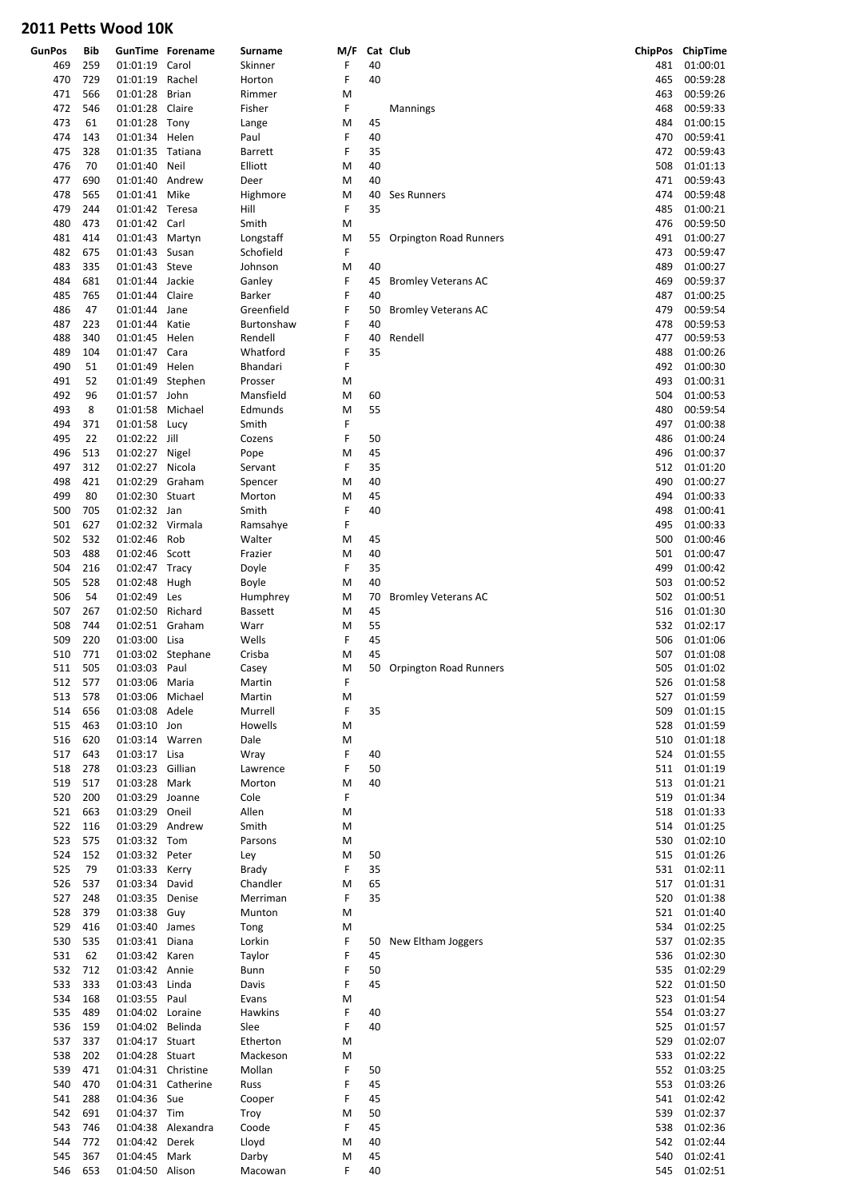# 2011 Petts Wood 10K

| GunPos | Bib | GunTime | Forename | Surname | M/F | Cat | Club | ChipPos | ChipTime |
|---|---|---|---|---|---|---|---|---|---|
| 469 | 259 | 01:01:19 | Carol | Skinner | F | 40 | | 481 | 01:00:01 |
| 470 | 729 | 01:01:19 | Rachel | Horton | F | 40 | | 465 | 00:59:28 |
| 471 | 566 | 01:01:28 | Brian | Rimmer | M | | | 463 | 00:59:26 |
| 472 | 546 | 01:01:28 | Claire | Fisher | F | | Mannings | 468 | 00:59:33 |
| 473 | 61 | 01:01:28 | Tony | Lange | M | 45 | | 484 | 01:00:15 |
| 474 | 143 | 01:01:34 | Helen | Paul | F | 40 | | 470 | 00:59:41 |
| 475 | 328 | 01:01:35 | Tatiana | Barrett | F | 35 | | 472 | 00:59:43 |
| 476 | 70 | 01:01:40 | Neil | Elliott | M | 40 | | 508 | 01:01:13 |
| 477 | 690 | 01:01:40 | Andrew | Deer | M | 40 | | 471 | 00:59:43 |
| 478 | 565 | 01:01:41 | Mike | Highmore | M | 40 | Ses Runners | 474 | 00:59:48 |
| 479 | 244 | 01:01:42 | Teresa | Hill | F | 35 | | 485 | 01:00:21 |
| 480 | 473 | 01:01:42 | Carl | Smith | M | | | 476 | 00:59:50 |
| 481 | 414 | 01:01:43 | Martyn | Longstaff | M | 55 | Orpington Road Runners | 491 | 01:00:27 |
| 482 | 675 | 01:01:43 | Susan | Schofield | F | | | 473 | 00:59:47 |
| 483 | 335 | 01:01:43 | Steve | Johnson | M | 40 | | 489 | 01:00:27 |
| 484 | 681 | 01:01:44 | Jackie | Ganley | F | 45 | Bromley Veterans AC | 469 | 00:59:37 |
| 485 | 765 | 01:01:44 | Claire | Barker | F | 40 | | 487 | 01:00:25 |
| 486 | 47 | 01:01:44 | Jane | Greenfield | F | 50 | Bromley Veterans AC | 479 | 00:59:54 |
| 487 | 223 | 01:01:44 | Katie | Burtonshaw | F | 40 | | 478 | 00:59:53 |
| 488 | 340 | 01:01:45 | Helen | Rendell | F | 40 | Rendell | 477 | 00:59:53 |
| 489 | 104 | 01:01:47 | Cara | Whatford | F | 35 | | 488 | 01:00:26 |
| 490 | 51 | 01:01:49 | Helen | Bhandari | F | | | 492 | 01:00:30 |
| 491 | 52 | 01:01:49 | Stephen | Prosser | M | | | 493 | 01:00:31 |
| 492 | 96 | 01:01:57 | John | Mansfield | M | 60 | | 504 | 01:00:53 |
| 493 | 8 | 01:01:58 | Michael | Edmunds | M | 55 | | 480 | 00:59:54 |
| 494 | 371 | 01:01:58 | Lucy | Smith | F | | | 497 | 01:00:38 |
| 495 | 22 | 01:02:22 | Jill | Cozens | F | 50 | | 486 | 01:00:24 |
| 496 | 513 | 01:02:27 | Nigel | Pope | M | 45 | | 496 | 01:00:37 |
| 497 | 312 | 01:02:27 | Nicola | Servant | F | 35 | | 512 | 01:01:20 |
| 498 | 421 | 01:02:29 | Graham | Spencer | M | 40 | | 490 | 01:00:27 |
| 499 | 80 | 01:02:30 | Stuart | Morton | M | 45 | | 494 | 01:00:33 |
| 500 | 705 | 01:02:32 | Jan | Smith | F | 40 | | 498 | 01:00:41 |
| 501 | 627 | 01:02:32 | Virmala | Ramsahye | F | | | 495 | 01:00:33 |
| 502 | 532 | 01:02:46 | Rob | Walter | M | 45 | | 500 | 01:00:46 |
| 503 | 488 | 01:02:46 | Scott | Frazier | M | 40 | | 501 | 01:00:47 |
| 504 | 216 | 01:02:47 | Tracy | Doyle | F | 35 | | 499 | 01:00:42 |
| 505 | 528 | 01:02:48 | Hugh | Boyle | M | 40 | | 503 | 01:00:52 |
| 506 | 54 | 01:02:49 | Les | Humphrey | M | 70 | Bromley Veterans AC | 502 | 01:00:51 |
| 507 | 267 | 01:02:50 | Richard | Bassett | M | 45 | | 516 | 01:01:30 |
| 508 | 744 | 01:02:51 | Graham | Warr | M | 55 | | 532 | 01:02:17 |
| 509 | 220 | 01:03:00 | Lisa | Wells | F | 45 | | 506 | 01:01:06 |
| 510 | 771 | 01:03:02 | Stephane | Crisba | M | 45 | | 507 | 01:01:08 |
| 511 | 505 | 01:03:03 | Paul | Casey | M | 50 | Orpington Road Runners | 505 | 01:01:02 |
| 512 | 577 | 01:03:06 | Maria | Martin | F | | | 526 | 01:01:58 |
| 513 | 578 | 01:03:06 | Michael | Martin | M | | | 527 | 01:01:59 |
| 514 | 656 | 01:03:08 | Adele | Murrell | F | 35 | | 509 | 01:01:15 |
| 515 | 463 | 01:03:10 | Jon | Howells | M | | | 528 | 01:01:59 |
| 516 | 620 | 01:03:14 | Warren | Dale | M | | | 510 | 01:01:18 |
| 517 | 643 | 01:03:17 | Lisa | Wray | F | 40 | | 524 | 01:01:55 |
| 518 | 278 | 01:03:23 | Gillian | Lawrence | F | 50 | | 511 | 01:01:19 |
| 519 | 517 | 01:03:28 | Mark | Morton | M | 40 | | 513 | 01:01:21 |
| 520 | 200 | 01:03:29 | Joanne | Cole | F | | | 519 | 01:01:34 |
| 521 | 663 | 01:03:29 | Oneil | Allen | M | | | 518 | 01:01:33 |
| 522 | 116 | 01:03:29 | Andrew | Smith | M | | | 514 | 01:01:25 |
| 523 | 575 | 01:03:32 | Tom | Parsons | M | | | 530 | 01:02:10 |
| 524 | 152 | 01:03:32 | Peter | Ley | M | 50 | | 515 | 01:01:26 |
| 525 | 79 | 01:03:33 | Kerry | Brady | F | 35 | | 531 | 01:02:11 |
| 526 | 537 | 01:03:34 | David | Chandler | M | 65 | | 517 | 01:01:31 |
| 527 | 248 | 01:03:35 | Denise | Merriman | F | 35 | | 520 | 01:01:38 |
| 528 | 379 | 01:03:38 | Guy | Munton | M | | | 521 | 01:01:40 |
| 529 | 416 | 01:03:40 | James | Tong | M | | | 534 | 01:02:25 |
| 530 | 535 | 01:03:41 | Diana | Lorkin | F | 50 | New Eltham Joggers | 537 | 01:02:35 |
| 531 | 62 | 01:03:42 | Karen | Taylor | F | 45 | | 536 | 01:02:30 |
| 532 | 712 | 01:03:42 | Annie | Bunn | F | 50 | | 535 | 01:02:29 |
| 533 | 333 | 01:03:43 | Linda | Davis | F | 45 | | 522 | 01:01:50 |
| 534 | 168 | 01:03:55 | Paul | Evans | M | | | 523 | 01:01:54 |
| 535 | 489 | 01:04:02 | Loraine | Hawkins | F | 40 | | 554 | 01:03:27 |
| 536 | 159 | 01:04:02 | Belinda | Slee | F | 40 | | 525 | 01:01:57 |
| 537 | 337 | 01:04:17 | Stuart | Etherton | M | | | 529 | 01:02:07 |
| 538 | 202 | 01:04:28 | Stuart | Mackeson | M | | | 533 | 01:02:22 |
| 539 | 471 | 01:04:31 | Christine | Mollan | F | 50 | | 552 | 01:03:25 |
| 540 | 470 | 01:04:31 | Catherine | Russ | F | 45 | | 553 | 01:03:26 |
| 541 | 288 | 01:04:36 | Sue | Cooper | F | 45 | | 541 | 01:02:42 |
| 542 | 691 | 01:04:37 | Tim | Troy | M | 50 | | 539 | 01:02:37 |
| 543 | 746 | 01:04:38 | Alexandra | Coode | F | 45 | | 538 | 01:02:36 |
| 544 | 772 | 01:04:42 | Derek | Lloyd | M | 40 | | 542 | 01:02:44 |
| 545 | 367 | 01:04:45 | Mark | Darby | M | 45 | | 540 | 01:02:41 |
| 546 | 653 | 01:04:50 | Alison | Macowan | F | 40 | | 545 | 01:02:51 |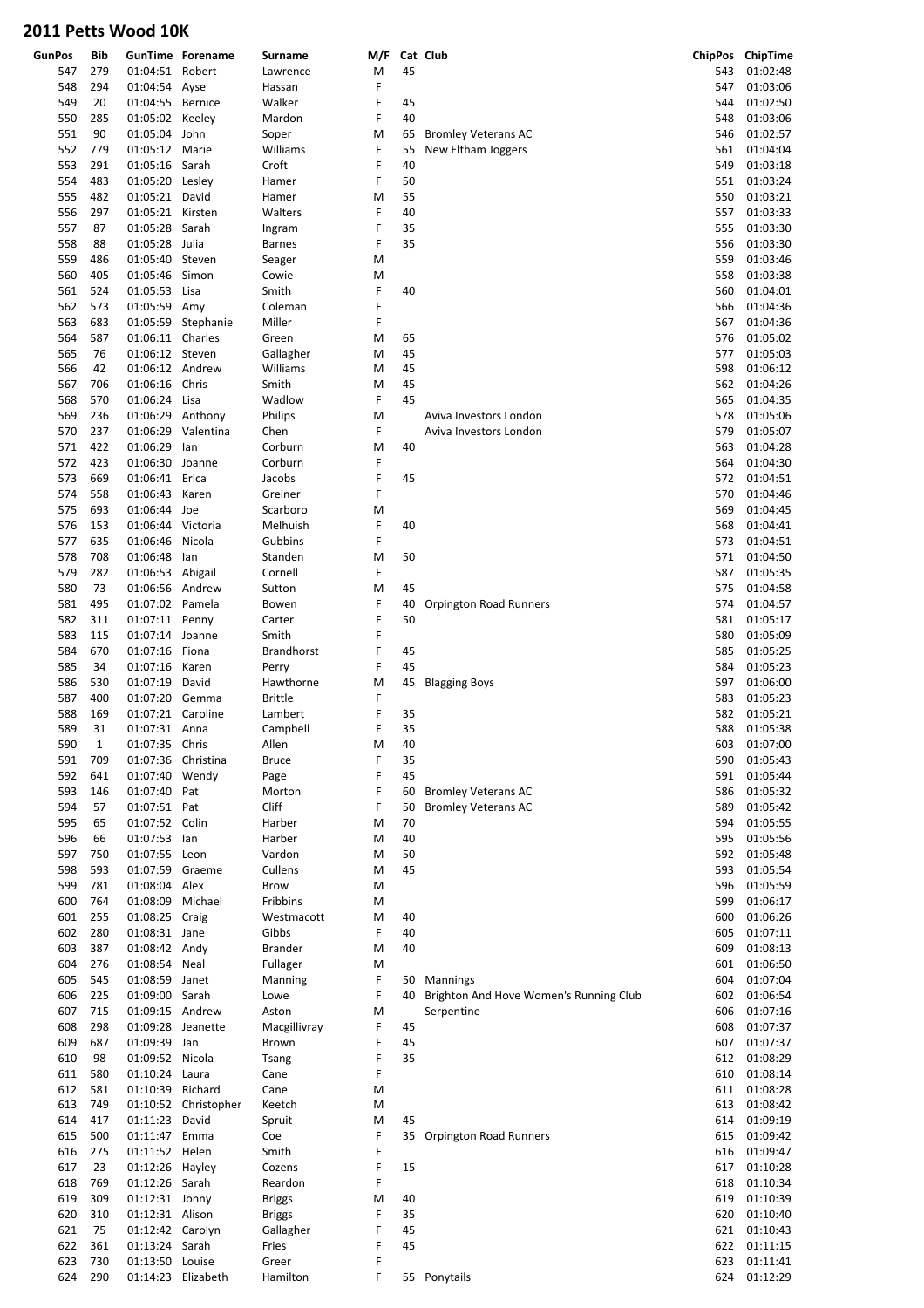## 2011 Petts Wood 10K

| GunPos | Bib | GunTime | Forename | Surname | M/F | Cat | Club | ChipPos | ChipTime |
|---|---|---|---|---|---|---|---|---|---|
| 547 | 279 | 01:04:51 | Robert | Lawrence | M | 45 | | 543 | 01:02:48 |
| 548 | 294 | 01:04:54 | Ayse | Hassan | F | | | 547 | 01:03:06 |
| 549 | 20 | 01:04:55 | Bernice | Walker | F | 45 | | 544 | 01:02:50 |
| 550 | 285 | 01:05:02 | Keeley | Mardon | F | 40 | | 548 | 01:03:06 |
| 551 | 90 | 01:05:04 | John | Soper | M | 65 | Bromley Veterans AC | 546 | 01:02:57 |
| 552 | 779 | 01:05:12 | Marie | Williams | F | 55 | New Eltham Joggers | 561 | 01:04:04 |
| 553 | 291 | 01:05:16 | Sarah | Croft | F | 40 | | 549 | 01:03:18 |
| 554 | 483 | 01:05:20 | Lesley | Hamer | F | 50 | | 551 | 01:03:24 |
| 555 | 482 | 01:05:21 | David | Hamer | M | 55 | | 550 | 01:03:21 |
| 556 | 297 | 01:05:21 | Kirsten | Walters | F | 40 | | 557 | 01:03:33 |
| 557 | 87 | 01:05:28 | Sarah | Ingram | F | 35 | | 555 | 01:03:30 |
| 558 | 88 | 01:05:28 | Julia | Barnes | F | 35 | | 556 | 01:03:30 |
| 559 | 486 | 01:05:40 | Steven | Seager | M | | | 559 | 01:03:46 |
| 560 | 405 | 01:05:46 | Simon | Cowie | M | | | 558 | 01:03:38 |
| 561 | 524 | 01:05:53 | Lisa | Smith | F | 40 | | 560 | 01:04:01 |
| 562 | 573 | 01:05:59 | Amy | Coleman | F | | | 566 | 01:04:36 |
| 563 | 683 | 01:05:59 | Stephanie | Miller | F | | | 567 | 01:04:36 |
| 564 | 587 | 01:06:11 | Charles | Green | M | 65 | | 576 | 01:05:02 |
| 565 | 76 | 01:06:12 | Steven | Gallagher | M | 45 | | 577 | 01:05:03 |
| 566 | 42 | 01:06:12 | Andrew | Williams | M | 45 | | 598 | 01:06:12 |
| 567 | 706 | 01:06:16 | Chris | Smith | M | 45 | | 562 | 01:04:26 |
| 568 | 570 | 01:06:24 | Lisa | Wadlow | F | 45 | | 565 | 01:04:35 |
| 569 | 236 | 01:06:29 | Anthony | Philips | M | | Aviva Investors London | 578 | 01:05:06 |
| 570 | 237 | 01:06:29 | Valentina | Chen | F | | Aviva Investors London | 579 | 01:05:07 |
| 571 | 422 | 01:06:29 | Ian | Corburn | M | 40 | | 563 | 01:04:28 |
| 572 | 423 | 01:06:30 | Joanne | Corburn | F | | | 564 | 01:04:30 |
| 573 | 669 | 01:06:41 | Erica | Jacobs | F | 45 | | 572 | 01:04:51 |
| 574 | 558 | 01:06:43 | Karen | Greiner | F | | | 570 | 01:04:46 |
| 575 | 693 | 01:06:44 | Joe | Scarboro | M | | | 569 | 01:04:45 |
| 576 | 153 | 01:06:44 | Victoria | Melhuish | F | 40 | | 568 | 01:04:41 |
| 577 | 635 | 01:06:46 | Nicola | Gubbins | F | | | 573 | 01:04:51 |
| 578 | 708 | 01:06:48 | Ian | Standen | M | 50 | | 571 | 01:04:50 |
| 579 | 282 | 01:06:53 | Abigail | Cornell | F | | | 587 | 01:05:35 |
| 580 | 73 | 01:06:56 | Andrew | Sutton | M | 45 | | 575 | 01:04:58 |
| 581 | 495 | 01:07:02 | Pamela | Bowen | F | 40 | Orpington Road Runners | 574 | 01:04:57 |
| 582 | 311 | 01:07:11 | Penny | Carter | F | 50 | | 581 | 01:05:17 |
| 583 | 115 | 01:07:14 | Joanne | Smith | F | | | 580 | 01:05:09 |
| 584 | 670 | 01:07:16 | Fiona | Brandhorst | F | 45 | | 585 | 01:05:25 |
| 585 | 34 | 01:07:16 | Karen | Perry | F | 45 | | 584 | 01:05:23 |
| 586 | 530 | 01:07:19 | David | Hawthorne | M | 45 | Blagging Boys | 597 | 01:06:00 |
| 587 | 400 | 01:07:20 | Gemma | Brittle | F | | | 583 | 01:05:23 |
| 588 | 169 | 01:07:21 | Caroline | Lambert | F | 35 | | 582 | 01:05:21 |
| 589 | 31 | 01:07:31 | Anna | Campbell | F | 35 | | 588 | 01:05:38 |
| 590 | 1 | 01:07:35 | Chris | Allen | M | 40 | | 603 | 01:07:00 |
| 591 | 709 | 01:07:36 | Christina | Bruce | F | 35 | | 590 | 01:05:43 |
| 592 | 641 | 01:07:40 | Wendy | Page | F | 45 | | 591 | 01:05:44 |
| 593 | 146 | 01:07:40 | Pat | Morton | F | 60 | Bromley Veterans AC | 586 | 01:05:32 |
| 594 | 57 | 01:07:51 | Pat | Cliff | F | 50 | Bromley Veterans AC | 589 | 01:05:42 |
| 595 | 65 | 01:07:52 | Colin | Harber | M | 70 | | 594 | 01:05:55 |
| 596 | 66 | 01:07:53 | Ian | Harber | M | 40 | | 595 | 01:05:56 |
| 597 | 750 | 01:07:55 | Leon | Vardon | M | 50 | | 592 | 01:05:48 |
| 598 | 593 | 01:07:59 | Graeme | Cullens | M | 45 | | 593 | 01:05:54 |
| 599 | 781 | 01:08:04 | Alex | Brow | M | | | 596 | 01:05:59 |
| 600 | 764 | 01:08:09 | Michael | Fribbins | M | | | 599 | 01:06:17 |
| 601 | 255 | 01:08:25 | Craig | Westmacott | M | 40 | | 600 | 01:06:26 |
| 602 | 280 | 01:08:31 | Jane | Gibbs | F | 40 | | 605 | 01:07:11 |
| 603 | 387 | 01:08:42 | Andy | Brander | M | 40 | | 609 | 01:08:13 |
| 604 | 276 | 01:08:54 | Neal | Fullager | M | | | 601 | 01:06:50 |
| 605 | 545 | 01:08:59 | Janet | Manning | F | 50 | Mannings | 604 | 01:07:04 |
| 606 | 225 | 01:09:00 | Sarah | Lowe | F | 40 | Brighton And Hove Women's Running Club | 602 | 01:06:54 |
| 607 | 715 | 01:09:15 | Andrew | Aston | M | | Serpentine | 606 | 01:07:16 |
| 608 | 298 | 01:09:28 | Jeanette | Macgillivray | F | 45 | | 608 | 01:07:37 |
| 609 | 687 | 01:09:39 | Jan | Brown | F | 45 | | 607 | 01:07:37 |
| 610 | 98 | 01:09:52 | Nicola | Tsang | F | 35 | | 612 | 01:08:29 |
| 611 | 580 | 01:10:24 | Laura | Cane | F | | | 610 | 01:08:14 |
| 612 | 581 | 01:10:39 | Richard | Cane | M | | | 611 | 01:08:28 |
| 613 | 749 | 01:10:52 | Christopher | Keetch | M | | | 613 | 01:08:42 |
| 614 | 417 | 01:11:23 | David | Spruit | M | 45 | | 614 | 01:09:19 |
| 615 | 500 | 01:11:47 | Emma | Coe | F | 35 | Orpington Road Runners | 615 | 01:09:42 |
| 616 | 275 | 01:11:52 | Helen | Smith | F | | | 616 | 01:09:47 |
| 617 | 23 | 01:12:26 | Hayley | Cozens | F | 15 | | 617 | 01:10:28 |
| 618 | 769 | 01:12:26 | Sarah | Reardon | F | | | 618 | 01:10:34 |
| 619 | 309 | 01:12:31 | Jonny | Briggs | M | 40 | | 619 | 01:10:39 |
| 620 | 310 | 01:12:31 | Alison | Briggs | F | 35 | | 620 | 01:10:40 |
| 621 | 75 | 01:12:42 | Carolyn | Gallagher | F | 45 | | 621 | 01:10:43 |
| 622 | 361 | 01:13:24 | Sarah | Fries | F | 45 | | 622 | 01:11:15 |
| 623 | 730 | 01:13:50 | Louise | Greer | F | | | 623 | 01:11:41 |
| 624 | 290 | 01:14:23 | Elizabeth | Hamilton | F | 55 | Ponytails | 624 | 01:12:29 |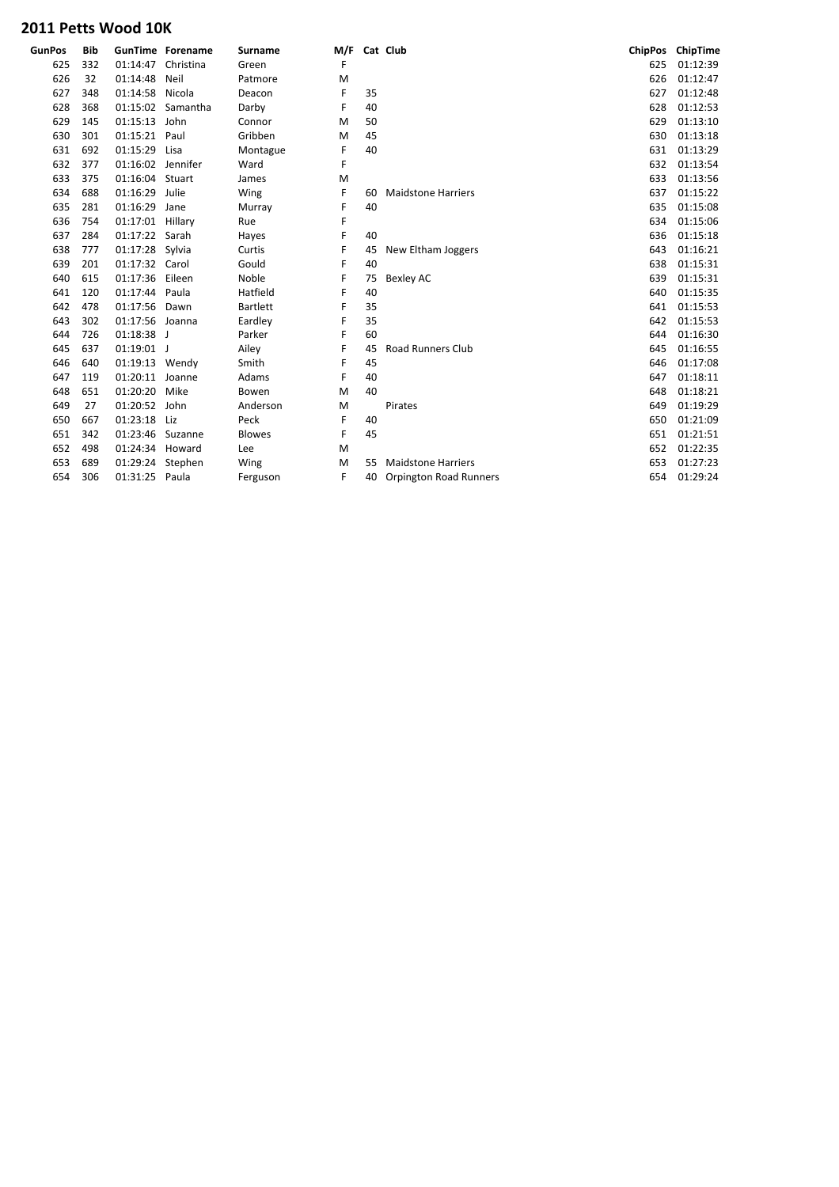## 2011 Petts Wood 10K

| GunPos | Bib | GunTime | Forename | Surname | M/F | Cat | Club | ChipPos | ChipTime |
|---|---|---|---|---|---|---|---|---|---|
| 625 | 332 | 01:14:47 | Christina | Green | F | | | 625 | 01:12:39 |
| 626 | 32 | 01:14:48 | Neil | Patmore | M | | | 626 | 01:12:47 |
| 627 | 348 | 01:14:58 | Nicola | Deacon | F | 35 | | 627 | 01:12:48 |
| 628 | 368 | 01:15:02 | Samantha | Darby | F | 40 | | 628 | 01:12:53 |
| 629 | 145 | 01:15:13 | John | Connor | M | 50 | | 629 | 01:13:10 |
| 630 | 301 | 01:15:21 | Paul | Gribben | M | 45 | | 630 | 01:13:18 |
| 631 | 692 | 01:15:29 | Lisa | Montague | F | 40 | | 631 | 01:13:29 |
| 632 | 377 | 01:16:02 | Jennifer | Ward | F | | | 632 | 01:13:54 |
| 633 | 375 | 01:16:04 | Stuart | James | M | | | 633 | 01:13:56 |
| 634 | 688 | 01:16:29 | Julie | Wing | F | 60 | Maidstone Harriers | 637 | 01:15:22 |
| 635 | 281 | 01:16:29 | Jane | Murray | F | 40 | | 635 | 01:15:08 |
| 636 | 754 | 01:17:01 | Hillary | Rue | F | | | 634 | 01:15:06 |
| 637 | 284 | 01:17:22 | Sarah | Hayes | F | 40 | | 636 | 01:15:18 |
| 638 | 777 | 01:17:28 | Sylvia | Curtis | F | 45 | New Eltham Joggers | 643 | 01:16:21 |
| 639 | 201 | 01:17:32 | Carol | Gould | F | 40 | | 638 | 01:15:31 |
| 640 | 615 | 01:17:36 | Eileen | Noble | F | 75 | Bexley AC | 639 | 01:15:31 |
| 641 | 120 | 01:17:44 | Paula | Hatfield | F | 40 | | 640 | 01:15:35 |
| 642 | 478 | 01:17:56 | Dawn | Bartlett | F | 35 | | 641 | 01:15:53 |
| 643 | 302 | 01:17:56 | Joanna | Eardley | F | 35 | | 642 | 01:15:53 |
| 644 | 726 | 01:18:38 | J | Parker | F | 60 | | 644 | 01:16:30 |
| 645 | 637 | 01:19:01 | J | Ailey | F | 45 | Road Runners Club | 645 | 01:16:55 |
| 646 | 640 | 01:19:13 | Wendy | Smith | F | 45 | | 646 | 01:17:08 |
| 647 | 119 | 01:20:11 | Joanne | Adams | F | 40 | | 647 | 01:18:11 |
| 648 | 651 | 01:20:20 | Mike | Bowen | M | 40 | | 648 | 01:18:21 |
| 649 | 27 | 01:20:52 | John | Anderson | M | | Pirates | 649 | 01:19:29 |
| 650 | 667 | 01:23:18 | Liz | Peck | F | 40 | | 650 | 01:21:09 |
| 651 | 342 | 01:23:46 | Suzanne | Blowes | F | 45 | | 651 | 01:21:51 |
| 652 | 498 | 01:24:34 | Howard | Lee | M | | | 652 | 01:22:35 |
| 653 | 689 | 01:29:24 | Stephen | Wing | M | 55 | Maidstone Harriers | 653 | 01:27:23 |
| 654 | 306 | 01:31:25 | Paula | Ferguson | F | 40 | Orpington Road Runners | 654 | 01:29:24 |